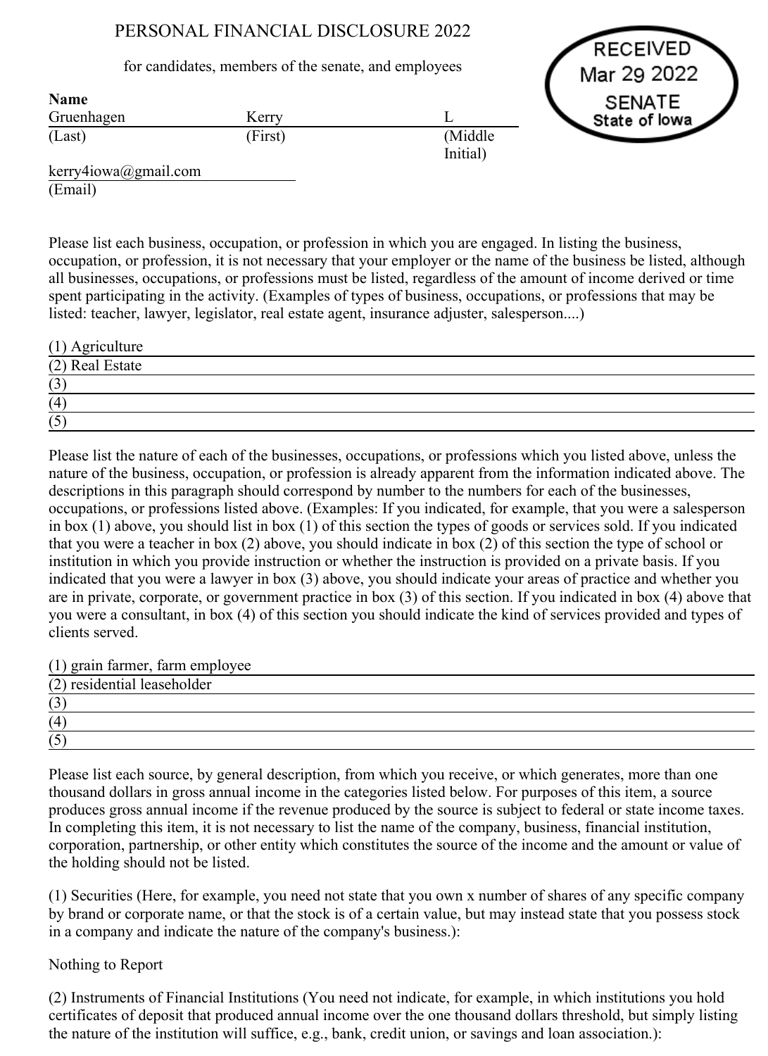# PERSONAL FINANCIAL DISCLOSURE 2022

for candidates, members of the senate, and employees

RECEIVED
Mar 29 2022
SENATE
State of Iowa

**Name**

| Gruenhagen | Kerry | L |
|---|---|---|
| (Last) | (First) | (Middle Initial) |

kerry4iowa@gmail.com
(Email)

Please list each business, occupation, or profession in which you are engaged. In listing the business, occupation, or profession, it is not necessary that your employer or the name of the business be listed, although all businesses, occupations, or professions must be listed, regardless of the amount of income derived or time spent participating in the activity. (Examples of types of business, occupations, or professions that may be listed: teacher, lawyer, legislator, real estate agent, insurance adjuster, salesperson....)

(1) Agriculture
(2) Real Estate
(3)
(4)
(5)

Please list the nature of each of the businesses, occupations, or professions which you listed above, unless the nature of the business, occupation, or profession is already apparent from the information indicated above. The descriptions in this paragraph should correspond by number to the numbers for each of the businesses, occupations, or professions listed above. (Examples: If you indicated, for example, that you were a salesperson in box (1) above, you should list in box (1) of this section the types of goods or services sold. If you indicated that you were a teacher in box (2) above, you should indicate in box (2) of this section the type of school or institution in which you provide instruction or whether the instruction is provided on a private basis. If you indicated that you were a lawyer in box (3) above, you should indicate your areas of practice and whether you are in private, corporate, or government practice in box (3) of this section. If you indicated in box (4) above that you were a consultant, in box (4) of this section you should indicate the kind of services provided and types of clients served.

(1) grain farmer, farm employee
(2) residential leaseholder
(3)
(4)
(5)

Please list each source, by general description, from which you receive, or which generates, more than one thousand dollars in gross annual income in the categories listed below. For purposes of this item, a source produces gross annual income if the revenue produced by the source is subject to federal or state income taxes. In completing this item, it is not necessary to list the name of the company, business, financial institution, corporation, partnership, or other entity which constitutes the source of the income and the amount or value of the holding should not be listed.

(1) Securities (Here, for example, you need not state that you own x number of shares of any specific company by brand or corporate name, or that the stock is of a certain value, but may instead state that you possess stock in a company and indicate the nature of the company's business.):

Nothing to Report

(2) Instruments of Financial Institutions (You need not indicate, for example, in which institutions you hold certificates of deposit that produced annual income over the one thousand dollars threshold, but simply listing the nature of the institution will suffice, e.g., bank, credit union, or savings and loan association.):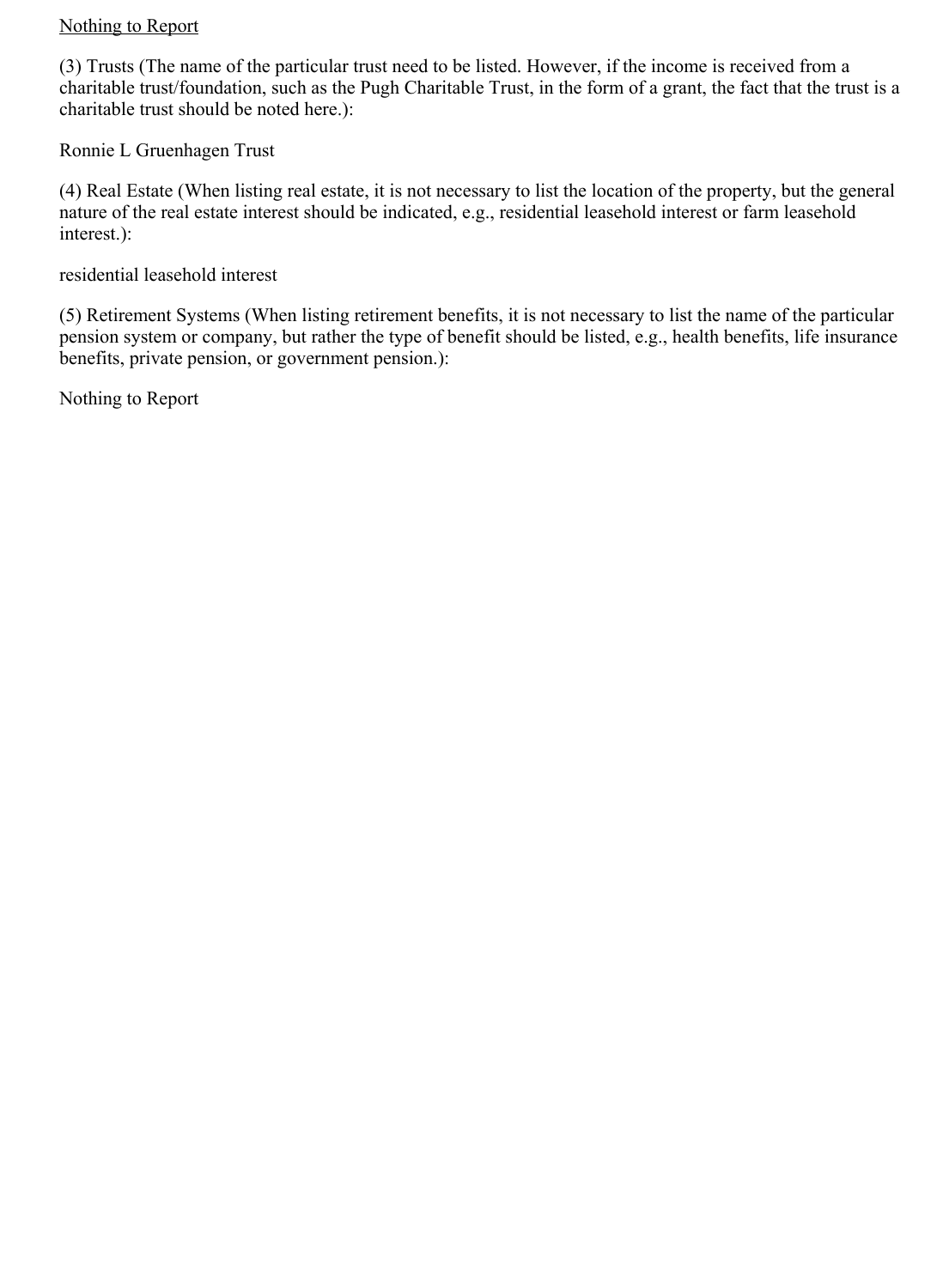Nothing to Report

(3) Trusts (The name of the particular trust need to be listed. However, if the income is received from a charitable trust/foundation, such as the Pugh Charitable Trust, in the form of a grant, the fact that the trust is a charitable trust should be noted here.):

Ronnie L Gruenhagen Trust

(4) Real Estate (When listing real estate, it is not necessary to list the location of the property, but the general nature of the real estate interest should be indicated, e.g., residential leasehold interest or farm leasehold interest.):

residential leasehold interest

(5) Retirement Systems (When listing retirement benefits, it is not necessary to list the name of the particular pension system or company, but rather the type of benefit should be listed, e.g., health benefits, life insurance benefits, private pension, or government pension.):

Nothing to Report